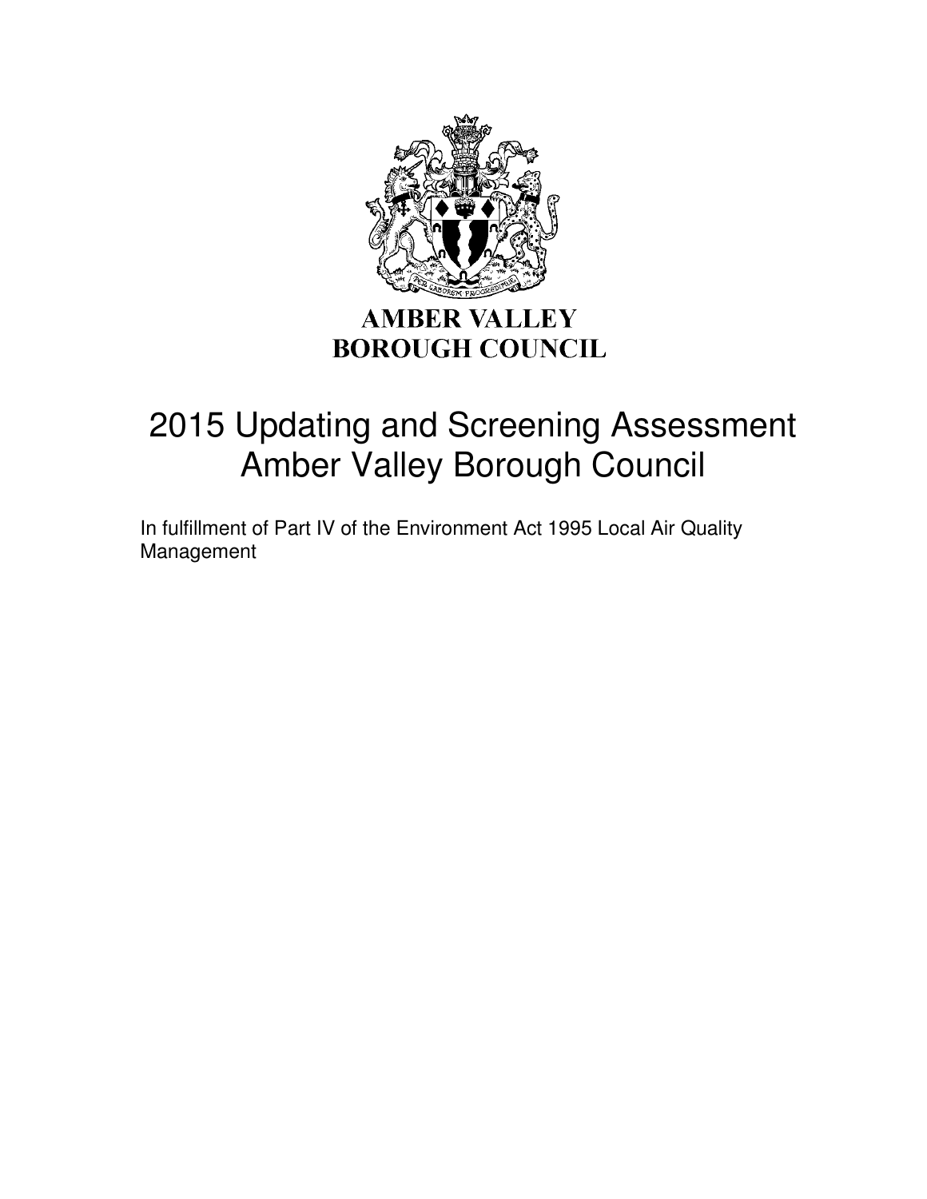**AMBER VALLEY**
**BOROUGH COUNCIL**

# 2015 Updating and Screening Assessment Amber Valley Borough Council

In fulfillment of Part IV of the Environment Act 1995 Local Air Quality Management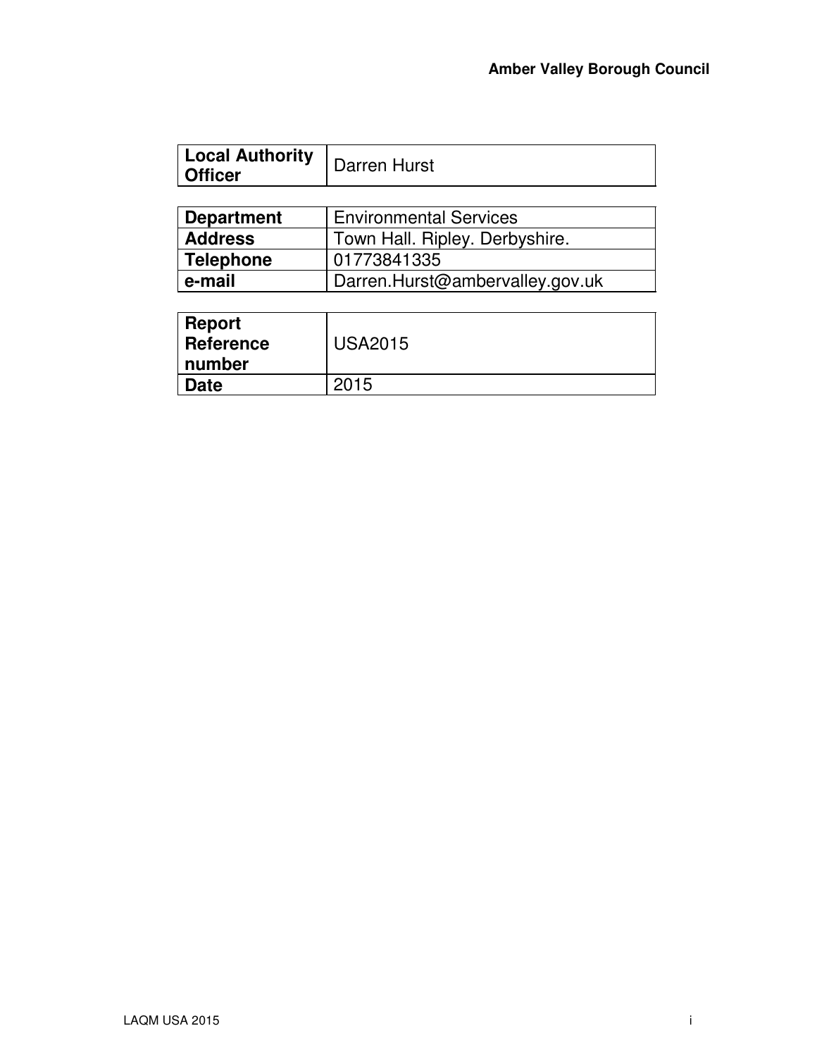| Local Authority Officer | Darren Hurst |
|---|---|

| Department | Environmental Services |
|---|---|
| Address | Town Hall. Ripley. Derbyshire. |
| Telephone | 01773841335 |
| e-mail | Darren.Hurst@ambervalley.gov.uk |

| Report Reference number | USA2015 |
|---|---|
| Date | 2015 |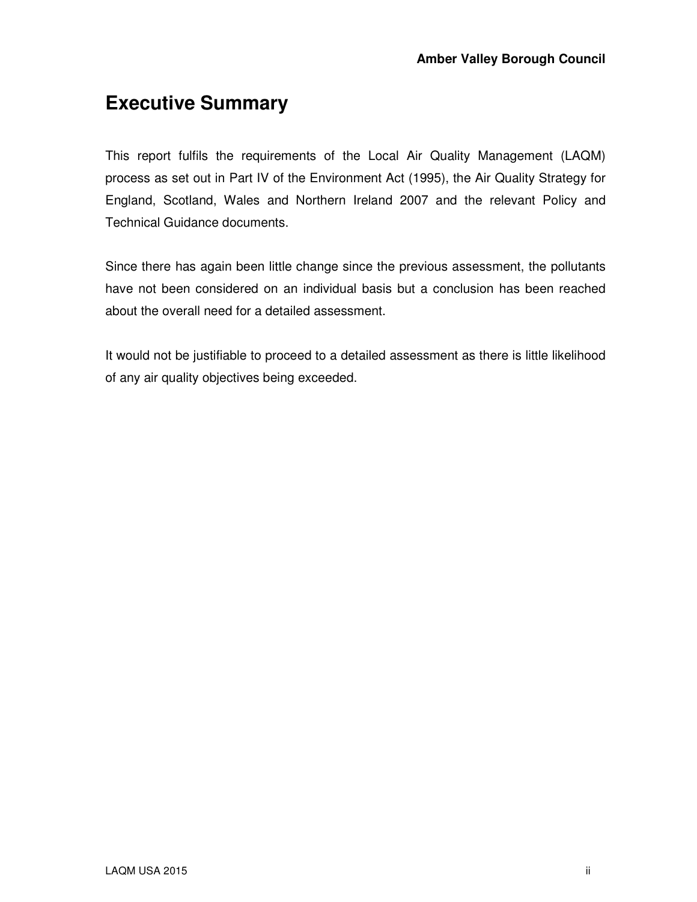# Executive Summary

This report fulfils the requirements of the Local Air Quality Management (LAQM) process as set out in Part IV of the Environment Act (1995), the Air Quality Strategy for England, Scotland, Wales and Northern Ireland 2007 and the relevant Policy and Technical Guidance documents.

Since there has again been little change since the previous assessment, the pollutants have not been considered on an individual basis but a conclusion has been reached about the overall need for a detailed assessment.

It would not be justifiable to proceed to a detailed assessment as there is little likelihood of any air quality objectives being exceeded.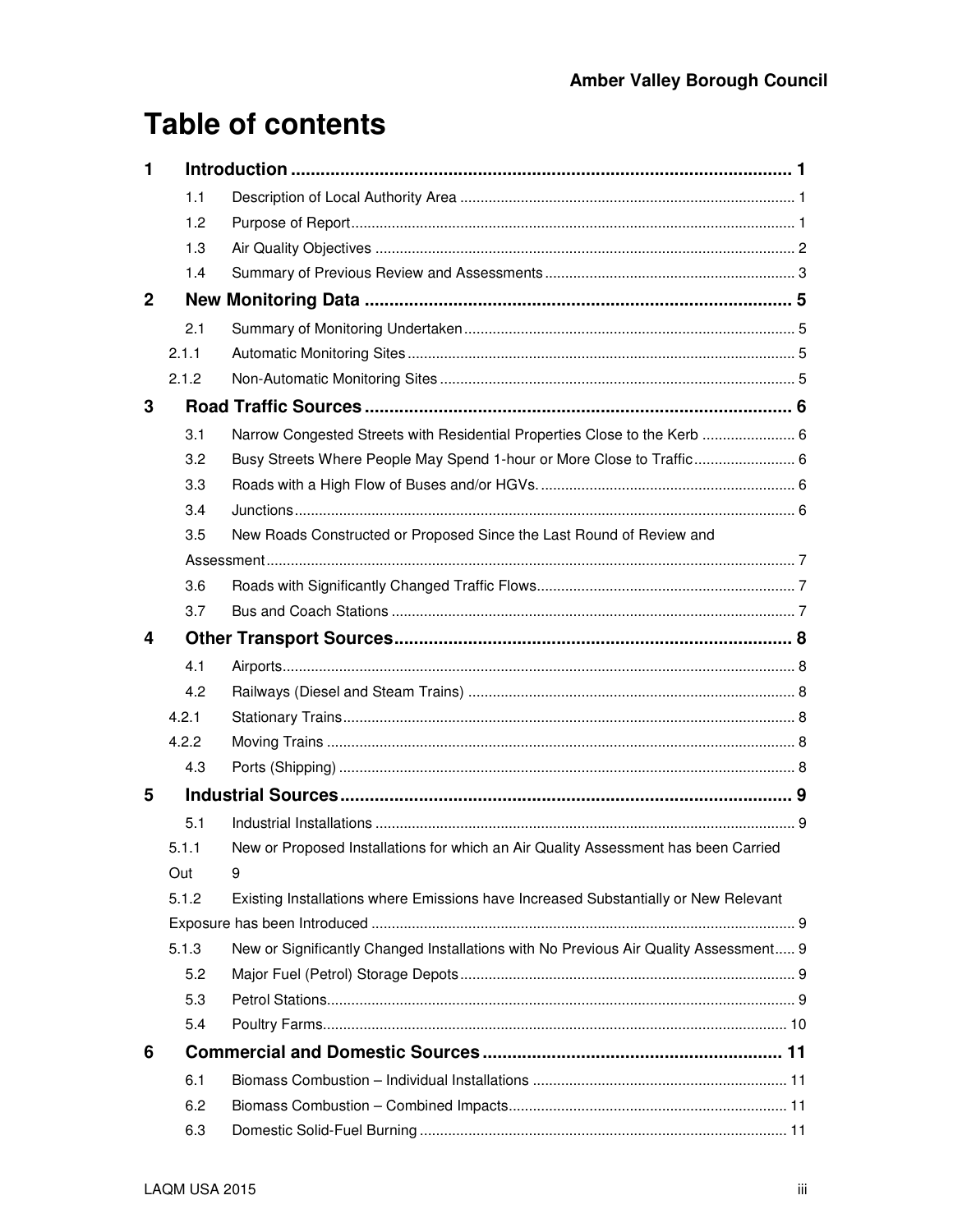# Table of contents

| | | |
|---|---|---|
| **1** | **Introduction** | **1** |
| 1.1 | Description of Local Authority Area | 1 |
| 1.2 | Purpose of Report | 1 |
| 1.3 | Air Quality Objectives | 2 |
| 1.4 | Summary of Previous Review and Assessments | 3 |
| **2** | **New Monitoring Data** | **5** |
| 2.1 | Summary of Monitoring Undertaken | 5 |
| 2.1.1 | Automatic Monitoring Sites | 5 |
| 2.1.2 | Non-Automatic Monitoring Sites | 5 |
| **3** | **Road Traffic Sources** | **6** |
| 3.1 | Narrow Congested Streets with Residential Properties Close to the Kerb | 6 |
| 3.2 | Busy Streets Where People May Spend 1-hour or More Close to Traffic | 6 |
| 3.3 | Roads with a High Flow of Buses and/or HGVs. | 6 |
| 3.4 | Junctions | 6 |
| 3.5 | New Roads Constructed or Proposed Since the Last Round of Review and Assessment | 7 |
| 3.6 | Roads with Significantly Changed Traffic Flows | 7 |
| 3.7 | Bus and Coach Stations | 7 |
| **4** | **Other Transport Sources** | **8** |
| 4.1 | Airports | 8 |
| 4.2 | Railways (Diesel and Steam Trains) | 8 |
| 4.2.1 | Stationary Trains | 8 |
| 4.2.2 | Moving Trains | 8 |
| 4.3 | Ports (Shipping) | 8 |
| **5** | **Industrial Sources** | **9** |
| 5.1 | Industrial Installations | 9 |
| 5.1.1 | New or Proposed Installations for which an Air Quality Assessment has been Carried Out | 9 |
| 5.1.2 | Existing Installations where Emissions have Increased Substantially or New Relevant Exposure has been Introduced | 9 |
| 5.1.3 | New or Significantly Changed Installations with No Previous Air Quality Assessment | 9 |
| 5.2 | Major Fuel (Petrol) Storage Depots | 9 |
| 5.3 | Petrol Stations | 9 |
| 5.4 | Poultry Farms | 10 |
| **6** | **Commercial and Domestic Sources** | **11** |
| 6.1 | Biomass Combustion – Individual Installations | 11 |
| 6.2 | Biomass Combustion – Combined Impacts | 11 |
| 6.3 | Domestic Solid-Fuel Burning | 11 |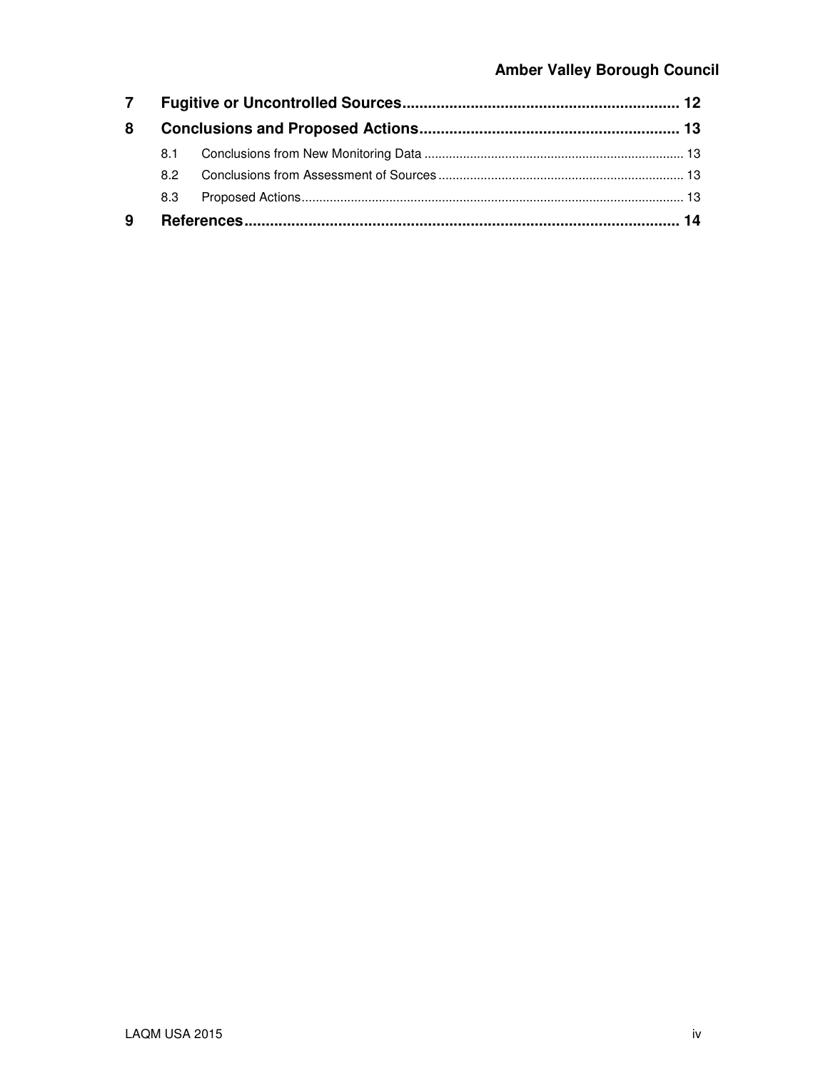7 Fugitive or Uncontrolled Sources ................................................................ 12

8 Conclusions and Proposed Actions ............................................................ 13

8.1 Conclusions from New Monitoring Data ......................................................................... 13

8.2 Conclusions from Assessment of Sources ..................................................................... 13

8.3 Proposed Actions ........................................................................................................... 13

9 References ..................................................................................................... 14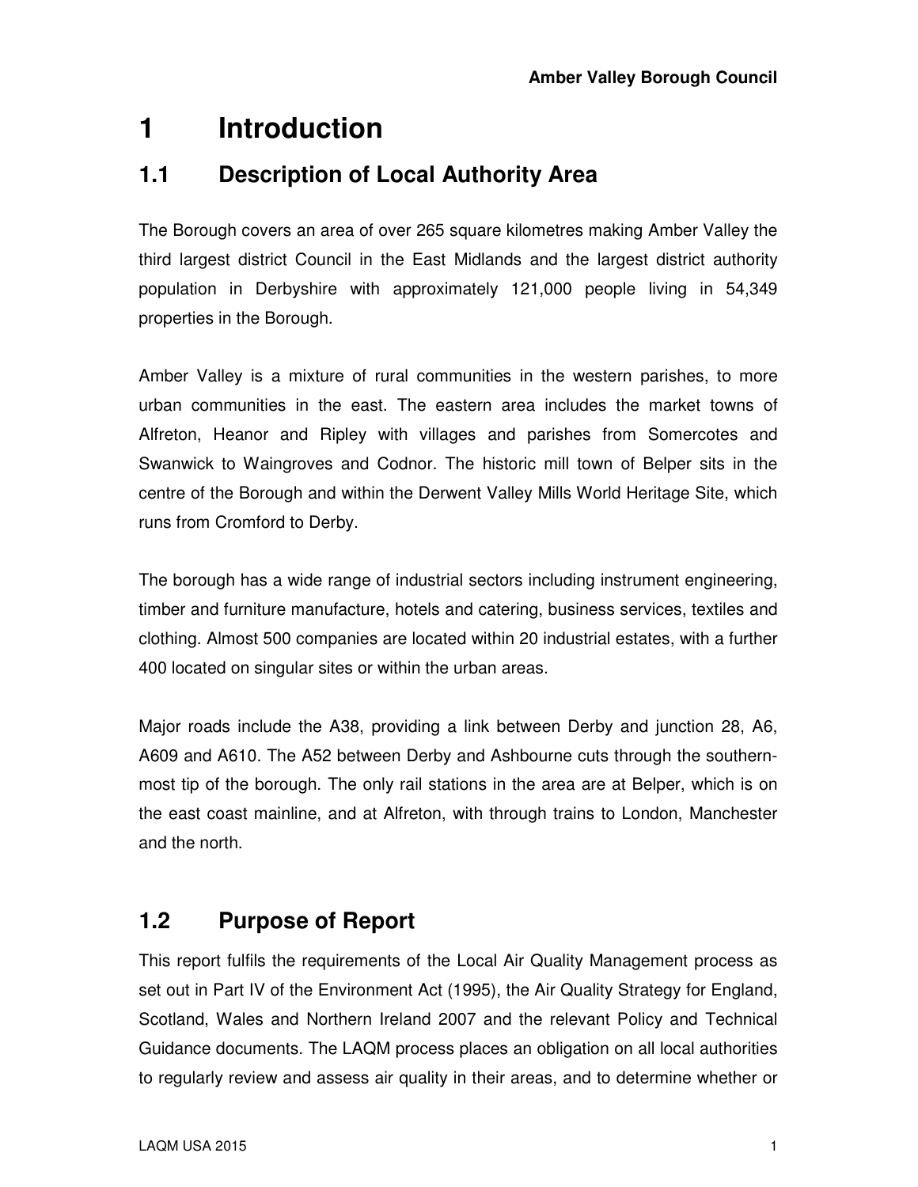# 1 Introduction

## 1.1 Description of Local Authority Area

The Borough covers an area of over 265 square kilometres making Amber Valley the third largest district Council in the East Midlands and the largest district authority population in Derbyshire with approximately 121,000 people living in 54,349 properties in the Borough.

Amber Valley is a mixture of rural communities in the western parishes, to more urban communities in the east. The eastern area includes the market towns of Alfreton, Heanor and Ripley with villages and parishes from Somercotes and Swanwick to Waingroves and Codnor. The historic mill town of Belper sits in the centre of the Borough and within the Derwent Valley Mills World Heritage Site, which runs from Cromford to Derby.

The borough has a wide range of industrial sectors including instrument engineering, timber and furniture manufacture, hotels and catering, business services, textiles and clothing. Almost 500 companies are located within 20 industrial estates, with a further 400 located on singular sites or within the urban areas.

Major roads include the A38, providing a link between Derby and junction 28, A6, A609 and A610. The A52 between Derby and Ashbourne cuts through the southern-most tip of the borough. The only rail stations in the area are at Belper, which is on the east coast mainline, and at Alfreton, with through trains to London, Manchester and the north.

## 1.2 Purpose of Report

This report fulfils the requirements of the Local Air Quality Management process as set out in Part IV of the Environment Act (1995), the Air Quality Strategy for England, Scotland, Wales and Northern Ireland 2007 and the relevant Policy and Technical Guidance documents. The LAQM process places an obligation on all local authorities to regularly review and assess air quality in their areas, and to determine whether or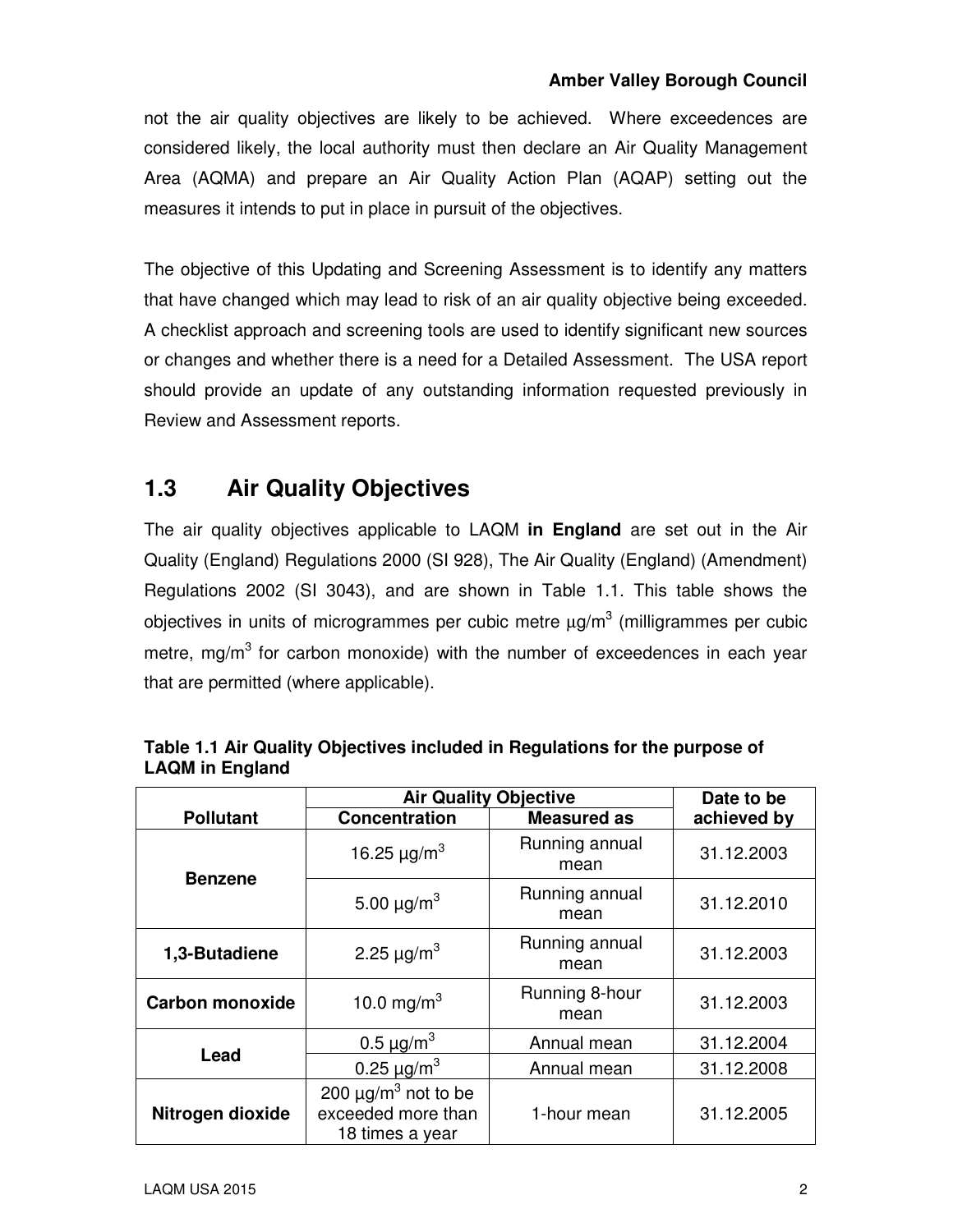not the air quality objectives are likely to be achieved. Where exceedences are considered likely, the local authority must then declare an Air Quality Management Area (AQMA) and prepare an Air Quality Action Plan (AQAP) setting out the measures it intends to put in place in pursuit of the objectives.

The objective of this Updating and Screening Assessment is to identify any matters that have changed which may lead to risk of an air quality objective being exceeded. A checklist approach and screening tools are used to identify significant new sources or changes and whether there is a need for a Detailed Assessment. The USA report should provide an update of any outstanding information requested previously in Review and Assessment reports.

## 1.3 Air Quality Objectives

The air quality objectives applicable to LAQM **in England** are set out in the Air Quality (England) Regulations 2000 (SI 928), The Air Quality (England) (Amendment) Regulations 2002 (SI 3043), and are shown in Table 1.1. This table shows the objectives in units of microgrammes per cubic metre µg/m$^3$ (milligrammes per cubic metre, mg/m$^3$ for carbon monoxide) with the number of exceedences in each year that are permitted (where applicable).

**Table 1.1 Air Quality Objectives included in Regulations for the purpose of LAQM in England**

| Pollutant | Air Quality Objective | | Date to be achieved by |
|---|---|---|---|
| | Concentration | Measured as | |
| **Benzene** | 16.25 µg/m$^3$ | Running annual mean | 31.12.2003 |
| | 5.00 µg/m$^3$ | Running annual mean | 31.12.2010 |
| **1,3-Butadiene** | 2.25 µg/m$^3$ | Running annual mean | 31.12.2003 |
| **Carbon monoxide** | 10.0 mg/m$^3$ | Running 8-hour mean | 31.12.2003 |
| **Lead** | 0.5 µg/m$^3$ | Annual mean | 31.12.2004 |
| | 0.25 µg/m$^3$ | Annual mean | 31.12.2008 |
| **Nitrogen dioxide** | 200 µg/m$^3$ not to be exceeded more than 18 times a year | 1-hour mean | 31.12.2005 |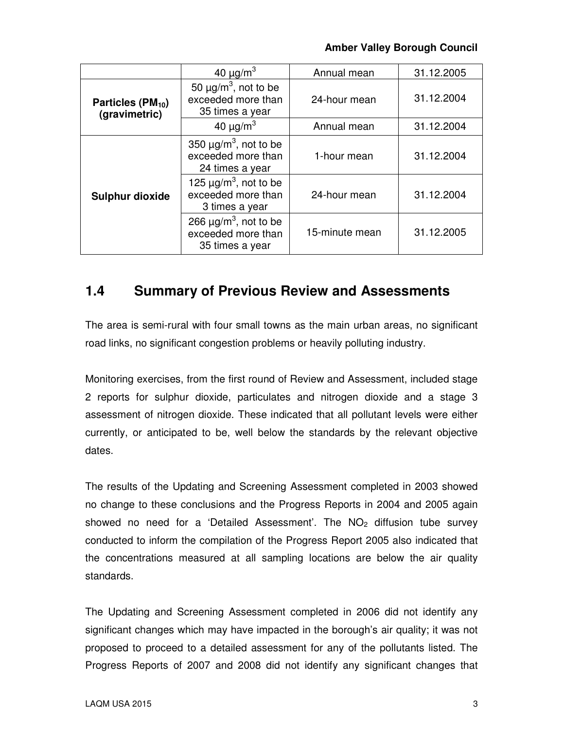| | | | |
|---|---|---|---|
| | 40 µg/m$^3$ | Annual mean | 31.12.2005 |
| **Particles ($PM_{10}$) (gravimetric)** | 50 µg/m$^3$, not to be exceeded more than 35 times a year | 24-hour mean | 31.12.2004 |
| | 40 µg/m$^3$ | Annual mean | 31.12.2004 |
| **Sulphur dioxide** | 350 µg/m$^3$, not to be exceeded more than 24 times a year | 1-hour mean | 31.12.2004 |
| | 125 µg/m$^3$, not to be exceeded more than 3 times a year | 24-hour mean | 31.12.2004 |
| | 266 µg/m$^3$, not to be exceeded more than 35 times a year | 15-minute mean | 31.12.2005 |

## 1.4 Summary of Previous Review and Assessments

The area is semi-rural with four small towns as the main urban areas, no significant road links, no significant congestion problems or heavily polluting industry.

Monitoring exercises, from the first round of Review and Assessment, included stage 2 reports for sulphur dioxide, particulates and nitrogen dioxide and a stage 3 assessment of nitrogen dioxide. These indicated that all pollutant levels were either currently, or anticipated to be, well below the standards by the relevant objective dates.

The results of the Updating and Screening Assessment completed in 2003 showed no change to these conclusions and the Progress Reports in 2004 and 2005 again showed no need for a 'Detailed Assessment'. The $NO_2$ diffusion tube survey conducted to inform the compilation of the Progress Report 2005 also indicated that the concentrations measured at all sampling locations are below the air quality standards.

The Updating and Screening Assessment completed in 2006 did not identify any significant changes which may have impacted in the borough's air quality; it was not proposed to proceed to a detailed assessment for any of the pollutants listed. The Progress Reports of 2007 and 2008 did not identify any significant changes that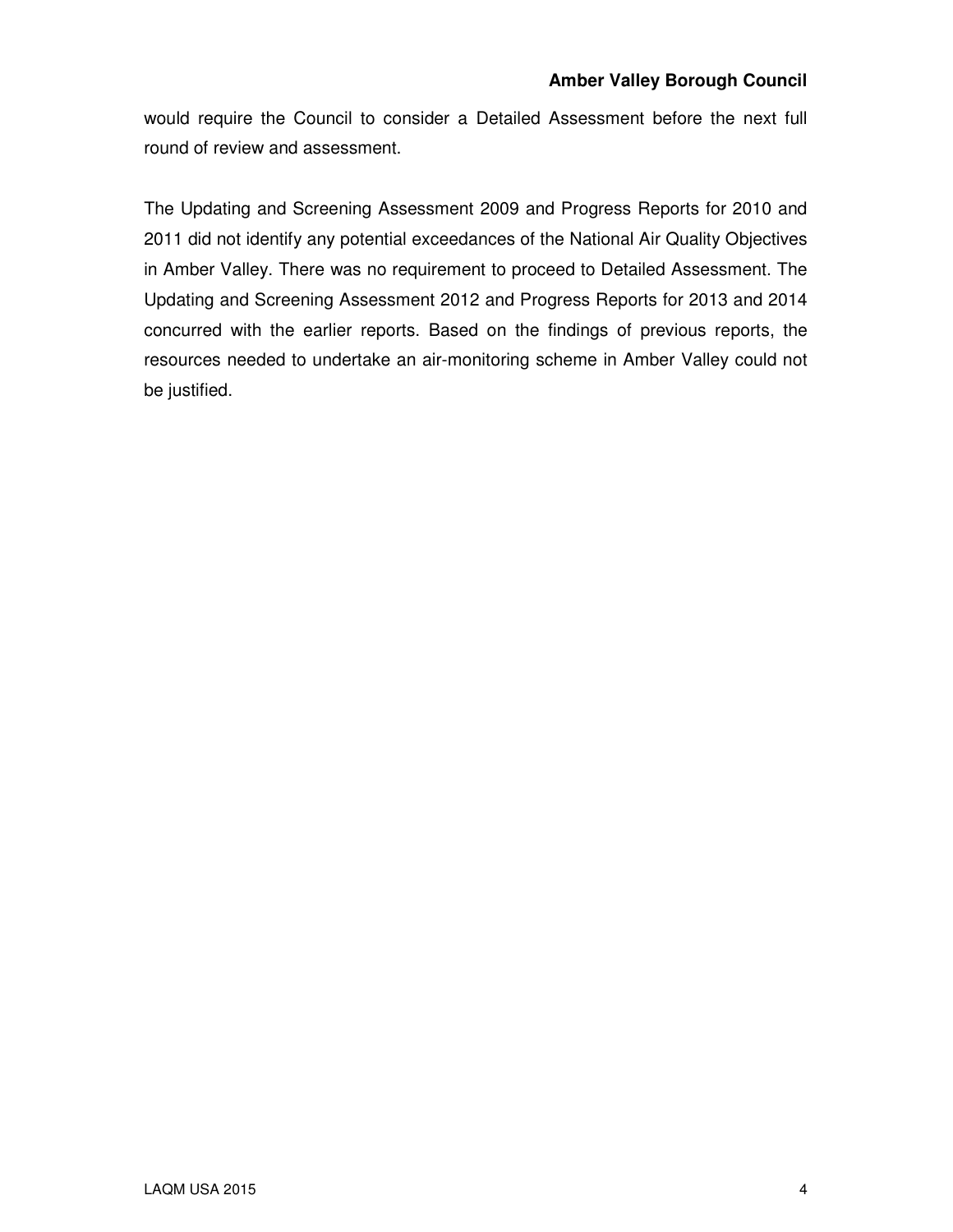would require the Council to consider a Detailed Assessment before the next full round of review and assessment.

The Updating and Screening Assessment 2009 and Progress Reports for 2010 and 2011 did not identify any potential exceedances of the National Air Quality Objectives in Amber Valley. There was no requirement to proceed to Detailed Assessment. The Updating and Screening Assessment 2012 and Progress Reports for 2013 and 2014 concurred with the earlier reports. Based on the findings of previous reports, the resources needed to undertake an air-monitoring scheme in Amber Valley could not be justified.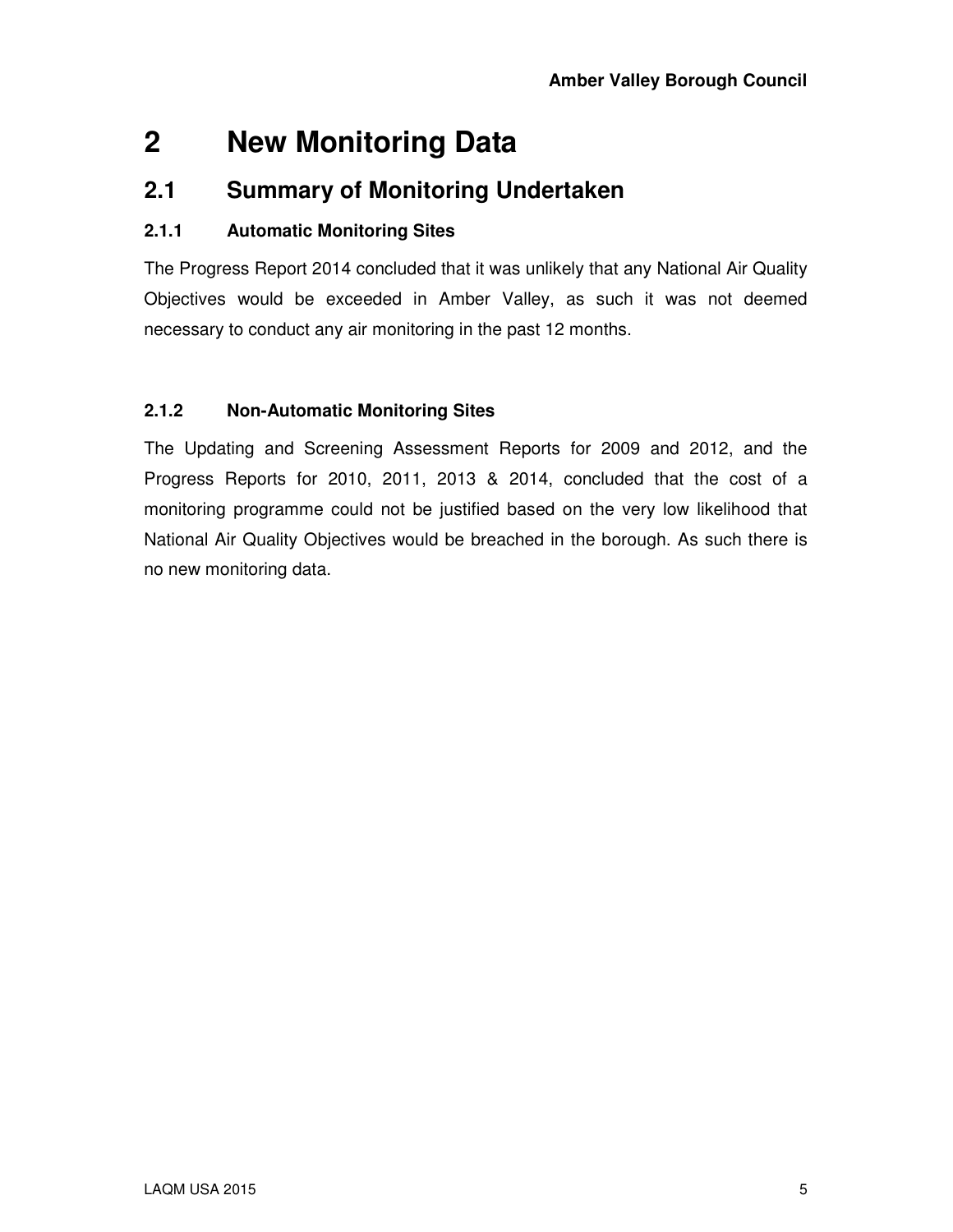# 2 New Monitoring Data

## 2.1 Summary of Monitoring Undertaken

### 2.1.1 Automatic Monitoring Sites

The Progress Report 2014 concluded that it was unlikely that any National Air Quality Objectives would be exceeded in Amber Valley, as such it was not deemed necessary to conduct any air monitoring in the past 12 months.

### 2.1.2 Non-Automatic Monitoring Sites

The Updating and Screening Assessment Reports for 2009 and 2012, and the Progress Reports for 2010, 2011, 2013 & 2014, concluded that the cost of a monitoring programme could not be justified based on the very low likelihood that National Air Quality Objectives would be breached in the borough. As such there is no new monitoring data.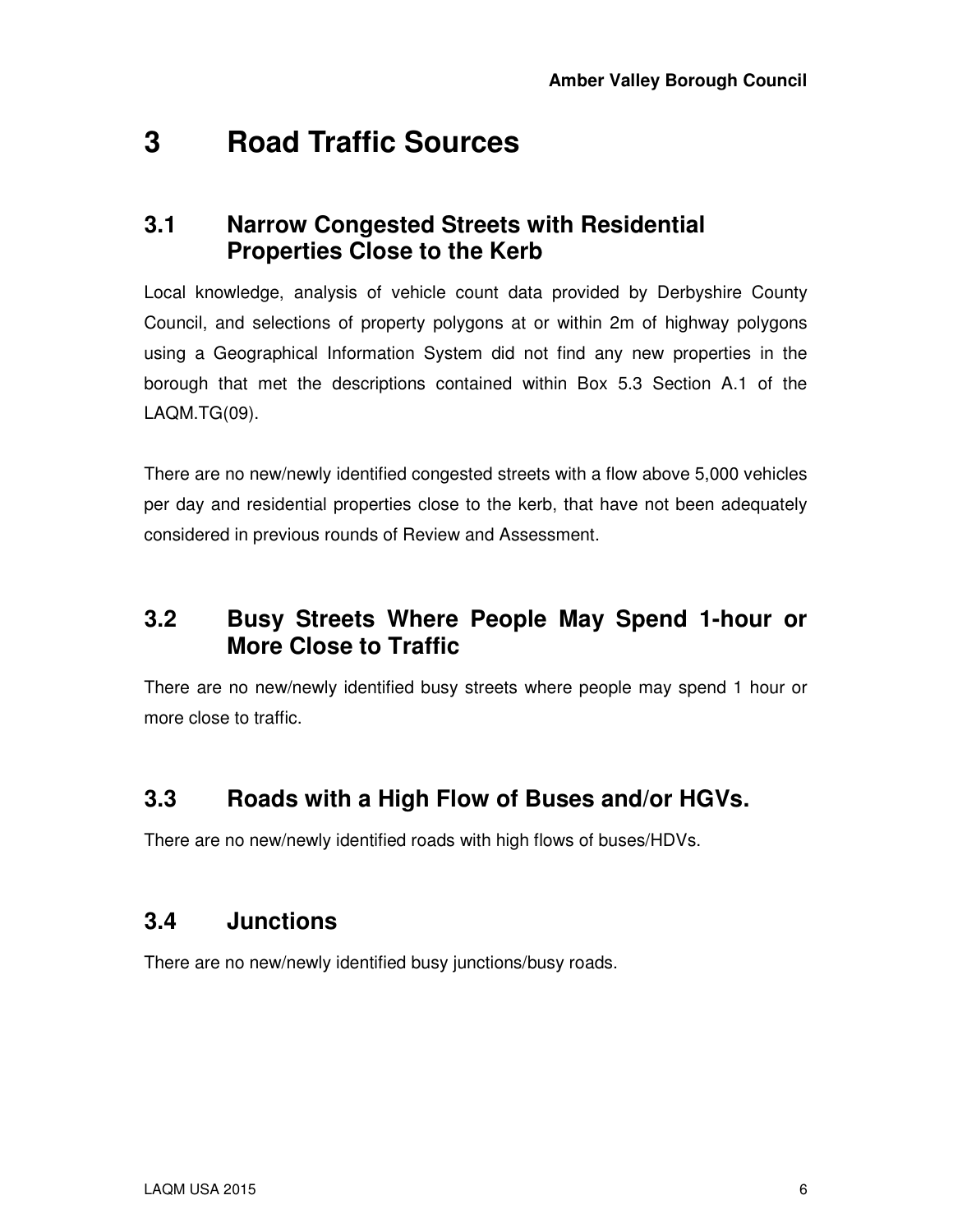# 3 Road Traffic Sources

## 3.1 Narrow Congested Streets with Residential Properties Close to the Kerb

Local knowledge, analysis of vehicle count data provided by Derbyshire County Council, and selections of property polygons at or within 2m of highway polygons using a Geographical Information System did not find any new properties in the borough that met the descriptions contained within Box 5.3 Section A.1 of the LAQM.TG(09).

There are no new/newly identified congested streets with a flow above 5,000 vehicles per day and residential properties close to the kerb, that have not been adequately considered in previous rounds of Review and Assessment.

## 3.2 Busy Streets Where People May Spend 1-hour or More Close to Traffic

There are no new/newly identified busy streets where people may spend 1 hour or more close to traffic.

## 3.3 Roads with a High Flow of Buses and/or HGVs.

There are no new/newly identified roads with high flows of buses/HDVs.

## 3.4 Junctions

There are no new/newly identified busy junctions/busy roads.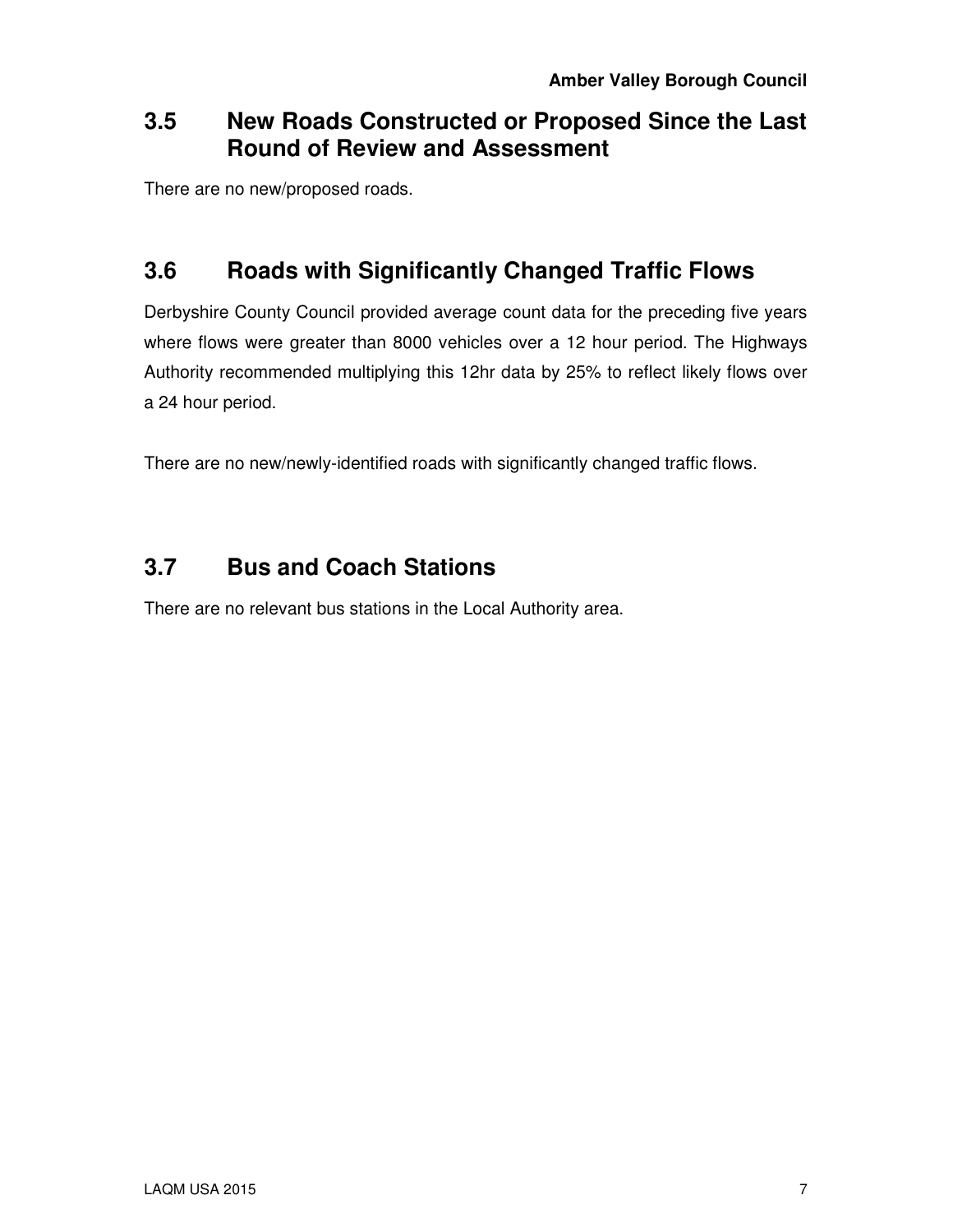## 3.5 New Roads Constructed or Proposed Since the Last Round of Review and Assessment

There are no new/proposed roads.

## 3.6 Roads with Significantly Changed Traffic Flows

Derbyshire County Council provided average count data for the preceding five years where flows were greater than 8000 vehicles over a 12 hour period. The Highways Authority recommended multiplying this 12hr data by 25% to reflect likely flows over a 24 hour period.

There are no new/newly-identified roads with significantly changed traffic flows.

## 3.7 Bus and Coach Stations

There are no relevant bus stations in the Local Authority area.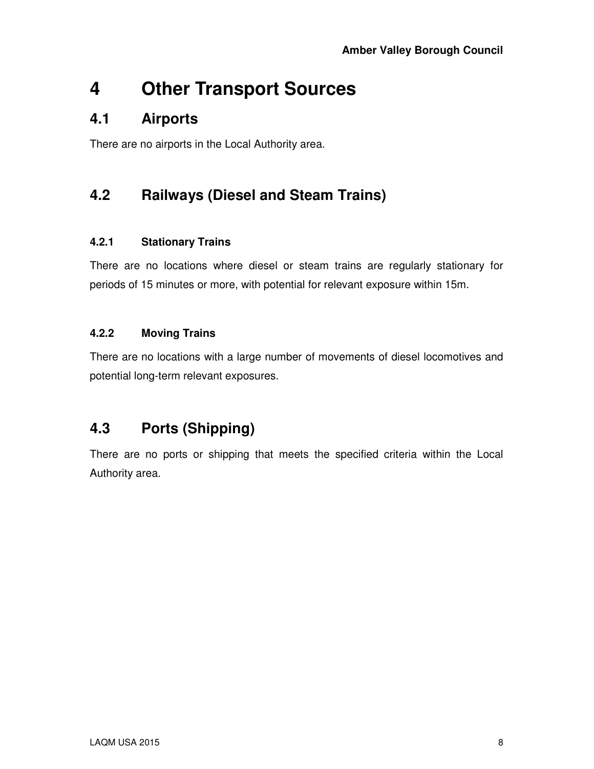# 4 Other Transport Sources

## 4.1 Airports

There are no airports in the Local Authority area.

## 4.2 Railways (Diesel and Steam Trains)

### 4.2.1 Stationary Trains

There are no locations where diesel or steam trains are regularly stationary for periods of 15 minutes or more, with potential for relevant exposure within 15m.

### 4.2.2 Moving Trains

There are no locations with a large number of movements of diesel locomotives and potential long-term relevant exposures.

## 4.3 Ports (Shipping)

There are no ports or shipping that meets the specified criteria within the Local Authority area.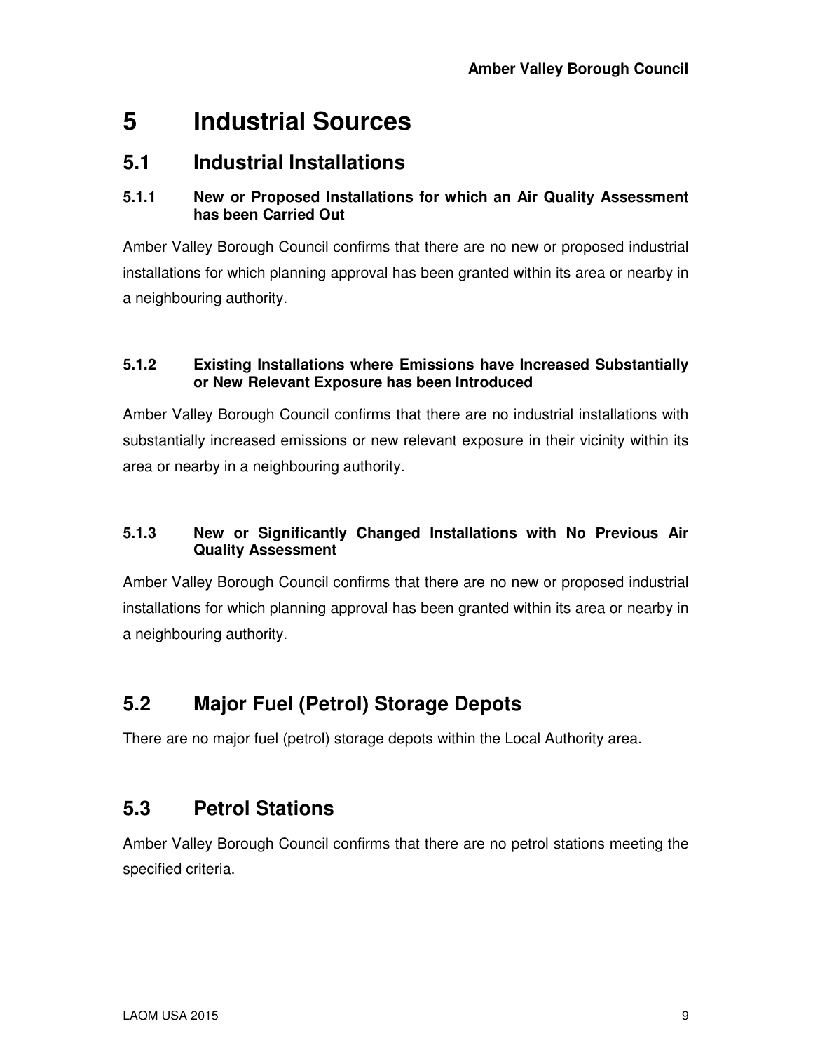# 5 Industrial Sources

## 5.1 Industrial Installations

### 5.1.1 New or Proposed Installations for which an Air Quality Assessment has been Carried Out

Amber Valley Borough Council confirms that there are no new or proposed industrial installations for which planning approval has been granted within its area or nearby in a neighbouring authority.

### 5.1.2 Existing Installations where Emissions have Increased Substantially or New Relevant Exposure has been Introduced

Amber Valley Borough Council confirms that there are no industrial installations with substantially increased emissions or new relevant exposure in their vicinity within its area or nearby in a neighbouring authority.

### 5.1.3 New or Significantly Changed Installations with No Previous Air Quality Assessment

Amber Valley Borough Council confirms that there are no new or proposed industrial installations for which planning approval has been granted within its area or nearby in a neighbouring authority.

## 5.2 Major Fuel (Petrol) Storage Depots

There are no major fuel (petrol) storage depots within the Local Authority area.

## 5.3 Petrol Stations

Amber Valley Borough Council confirms that there are no petrol stations meeting the specified criteria.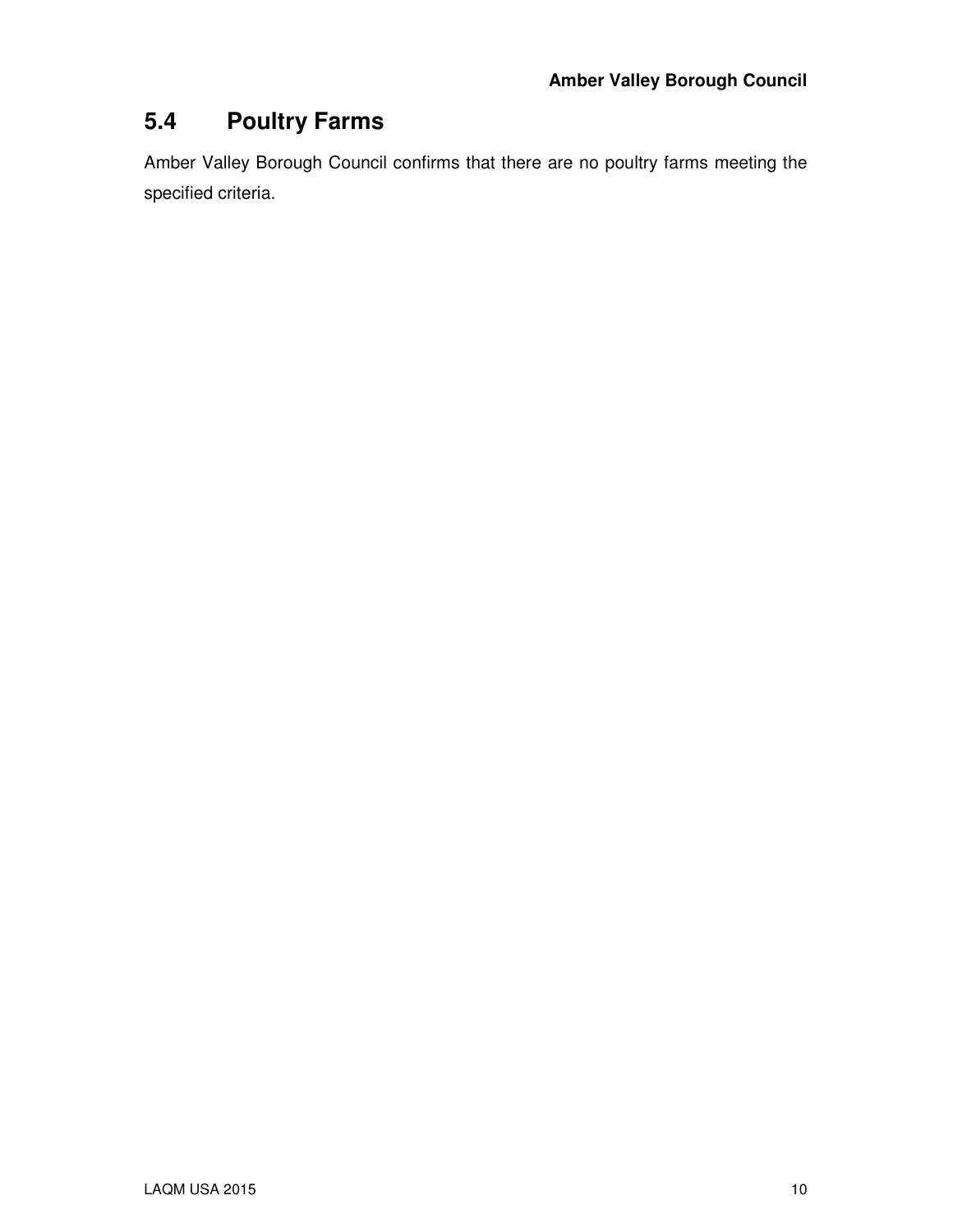## 5.4 Poultry Farms

Amber Valley Borough Council confirms that there are no poultry farms meeting the specified criteria.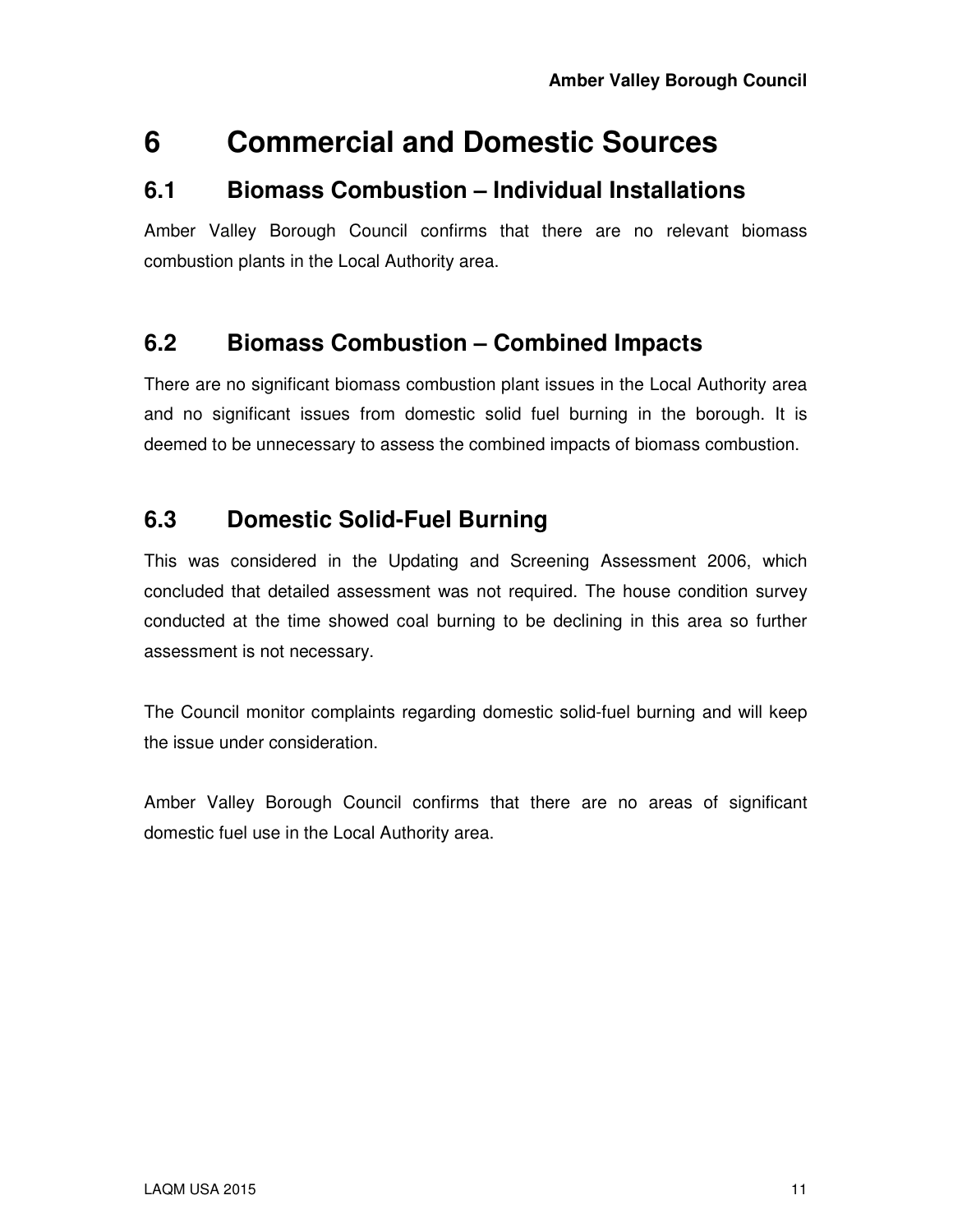# 6 Commercial and Domestic Sources

## 6.1 Biomass Combustion – Individual Installations

Amber Valley Borough Council confirms that there are no relevant biomass combustion plants in the Local Authority area.

## 6.2 Biomass Combustion – Combined Impacts

There are no significant biomass combustion plant issues in the Local Authority area and no significant issues from domestic solid fuel burning in the borough. It is deemed to be unnecessary to assess the combined impacts of biomass combustion.

## 6.3 Domestic Solid-Fuel Burning

This was considered in the Updating and Screening Assessment 2006, which concluded that detailed assessment was not required. The house condition survey conducted at the time showed coal burning to be declining in this area so further assessment is not necessary.

The Council monitor complaints regarding domestic solid-fuel burning and will keep the issue under consideration.

Amber Valley Borough Council confirms that there are no areas of significant domestic fuel use in the Local Authority area.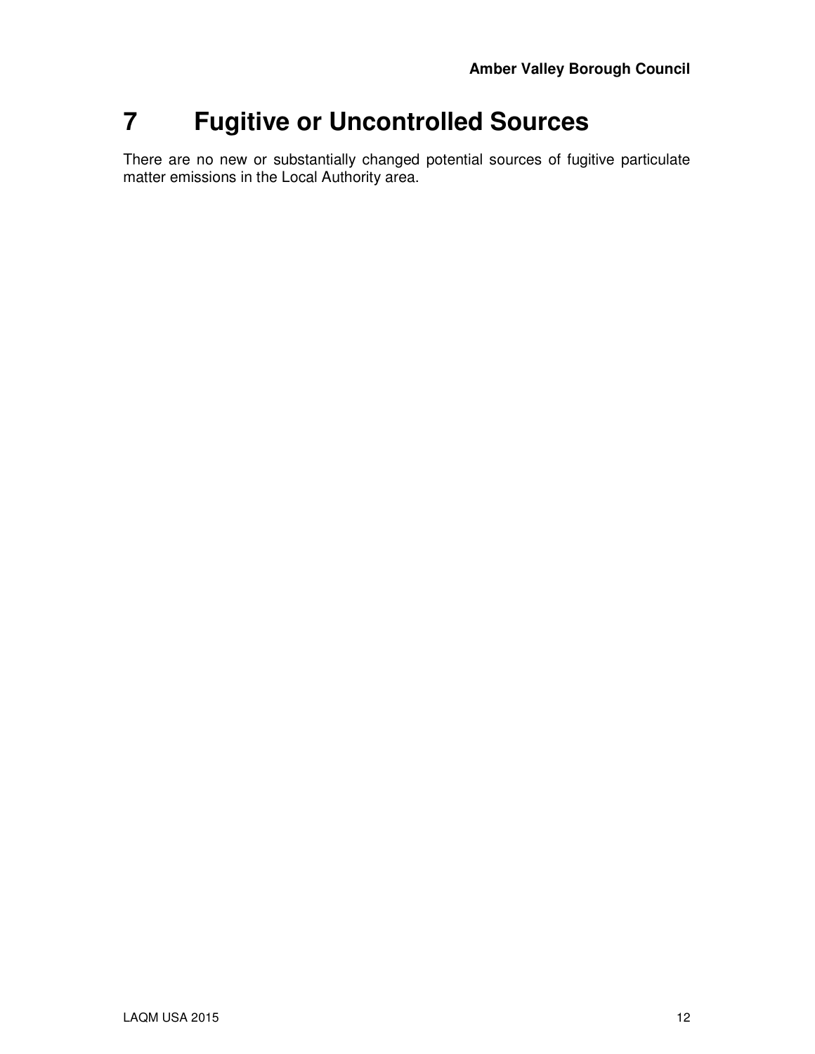# 7 Fugitive or Uncontrolled Sources

There are no new or substantially changed potential sources of fugitive particulate matter emissions in the Local Authority area.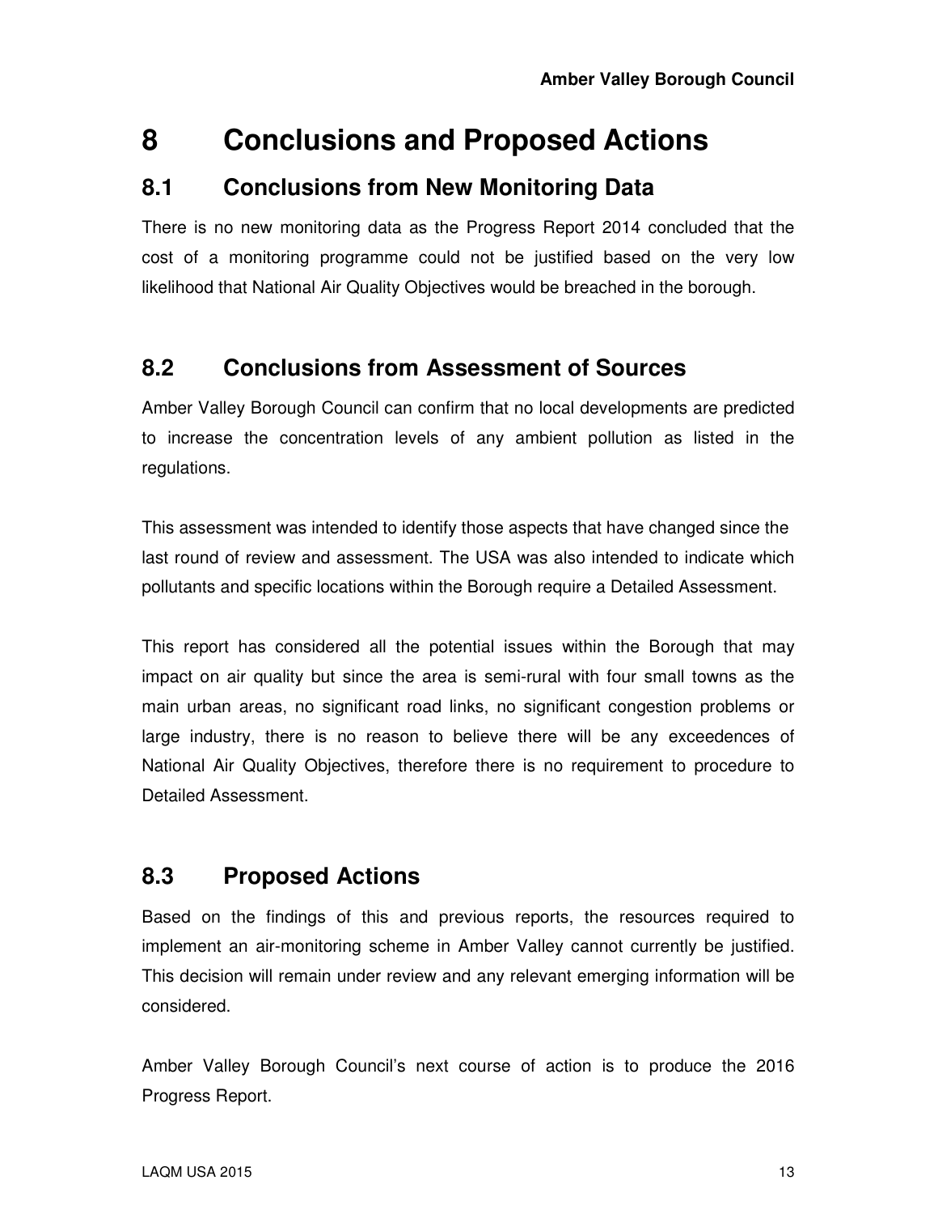# 8 Conclusions and Proposed Actions

## 8.1 Conclusions from New Monitoring Data

There is no new monitoring data as the Progress Report 2014 concluded that the cost of a monitoring programme could not be justified based on the very low likelihood that National Air Quality Objectives would be breached in the borough.

## 8.2 Conclusions from Assessment of Sources

Amber Valley Borough Council can confirm that no local developments are predicted to increase the concentration levels of any ambient pollution as listed in the regulations.

This assessment was intended to identify those aspects that have changed since the last round of review and assessment. The USA was also intended to indicate which pollutants and specific locations within the Borough require a Detailed Assessment.

This report has considered all the potential issues within the Borough that may impact on air quality but since the area is semi-rural with four small towns as the main urban areas, no significant road links, no significant congestion problems or large industry, there is no reason to believe there will be any exceedences of National Air Quality Objectives, therefore there is no requirement to procedure to Detailed Assessment.

## 8.3 Proposed Actions

Based on the findings of this and previous reports, the resources required to implement an air-monitoring scheme in Amber Valley cannot currently be justified. This decision will remain under review and any relevant emerging information will be considered.

Amber Valley Borough Council's next course of action is to produce the 2016 Progress Report.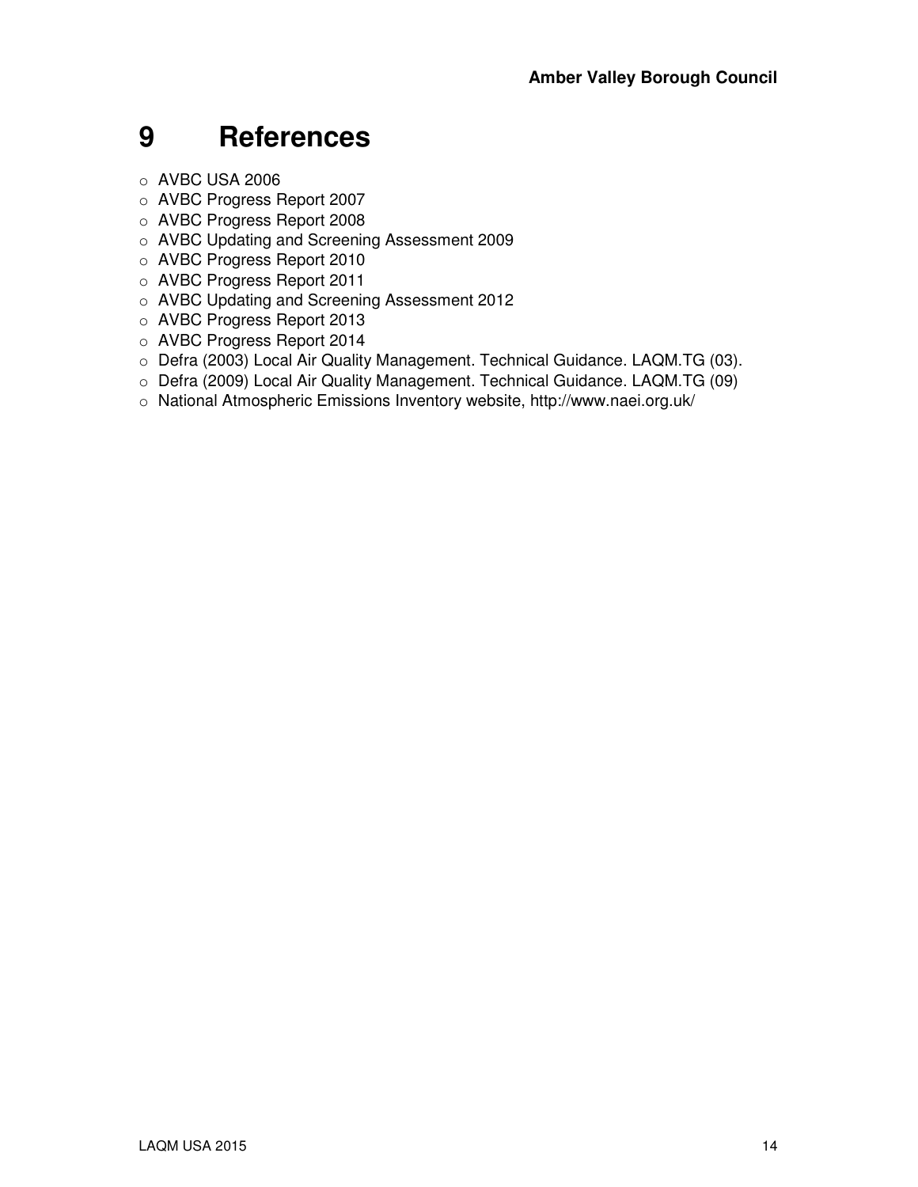# 9 References

- AVBC USA 2006
- AVBC Progress Report 2007
- AVBC Progress Report 2008
- AVBC Updating and Screening Assessment 2009
- AVBC Progress Report 2010
- AVBC Progress Report 2011
- AVBC Updating and Screening Assessment 2012
- AVBC Progress Report 2013
- AVBC Progress Report 2014
- Defra (2003) Local Air Quality Management. Technical Guidance. LAQM.TG (03).
- Defra (2009) Local Air Quality Management. Technical Guidance. LAQM.TG (09)
- National Atmospheric Emissions Inventory website, http://www.naei.org.uk/